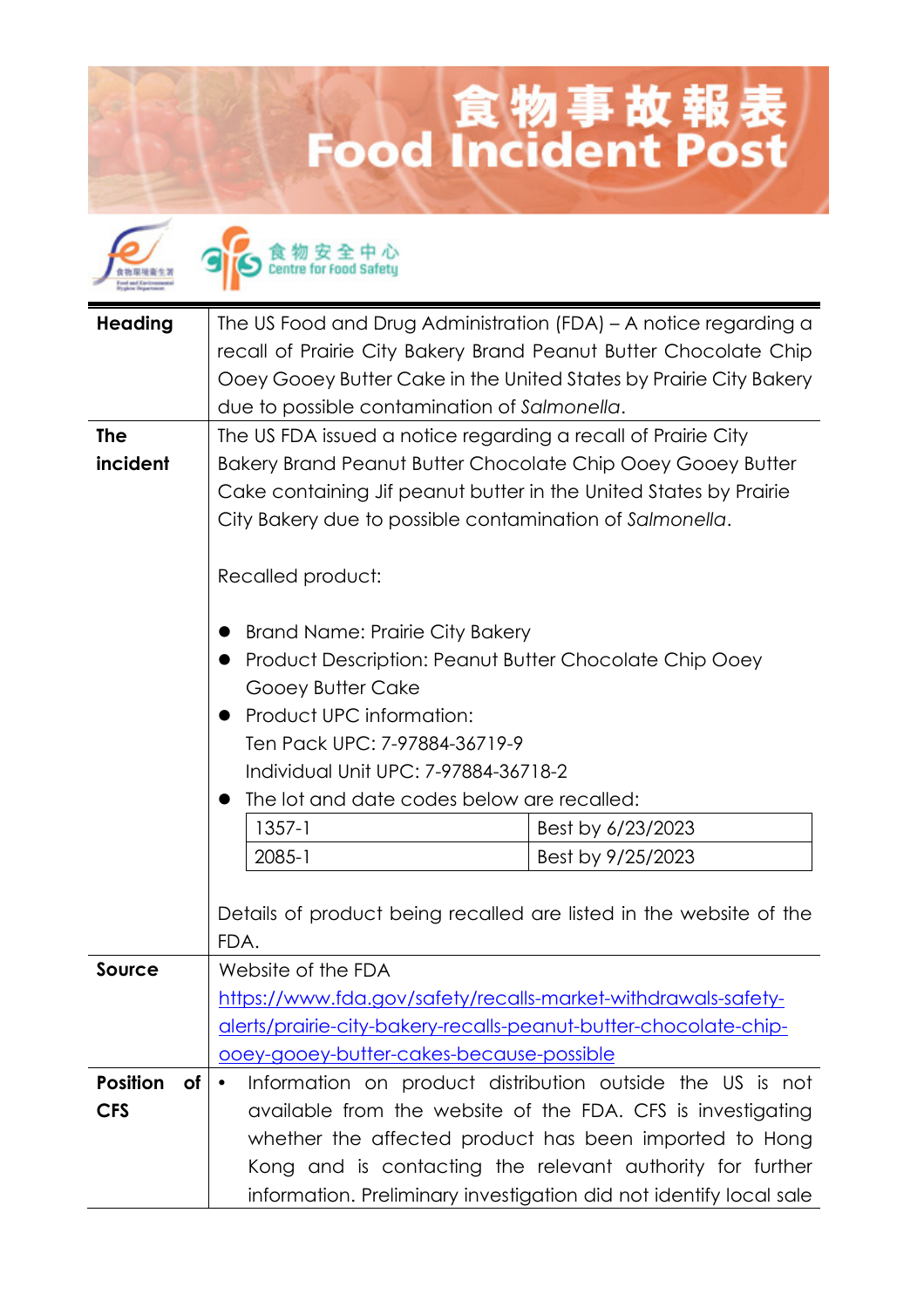# 食物事故報表
# Food Incident Post

食物安全中心 Centre for Food Safety

| | |
|---|---|
| **Heading** | The US Food and Drug Administration (FDA) – A notice regarding a recall of Prairie City Bakery Brand Peanut Butter Chocolate Chip Ooey Gooey Butter Cake in the United States by Prairie City Bakery due to possible contamination of *Salmonella*. |
| **The incident** | The US FDA issued a notice regarding a recall of Prairie City Bakery Brand Peanut Butter Chocolate Chip Ooey Gooey Butter Cake containing Jif peanut butter in the United States by Prairie City Bakery due to possible contamination of *Salmonella*.<br><br>Recalled product:<br><br>● Brand Name: Prairie City Bakery<br>● Product Description: Peanut Butter Chocolate Chip Ooey Gooey Butter Cake<br>● Product UPC information:<br>Ten Pack UPC: 7-97884-36719-9<br>Individual Unit UPC: 7-97884-36718-2<br>● The lot and date codes below are recalled:<br>1357-1 — Best by 6/23/2023<br>2085-1 — Best by 9/25/2023<br><br>Details of product being recalled are listed in the website of the FDA. |
| **Source** | Website of the FDA<br>https://www.fda.gov/safety/recalls-market-withdrawals-safety-alerts/prairie-city-bakery-recalls-peanut-butter-chocolate-chip-ooey-gooey-butter-cakes-because-possible |
| **Position of CFS** | • Information on product distribution outside the US is not available from the website of the FDA. CFS is investigating whether the affected product has been imported to Hong Kong and is contacting the relevant authority for further information. Preliminary investigation did not identify local sale |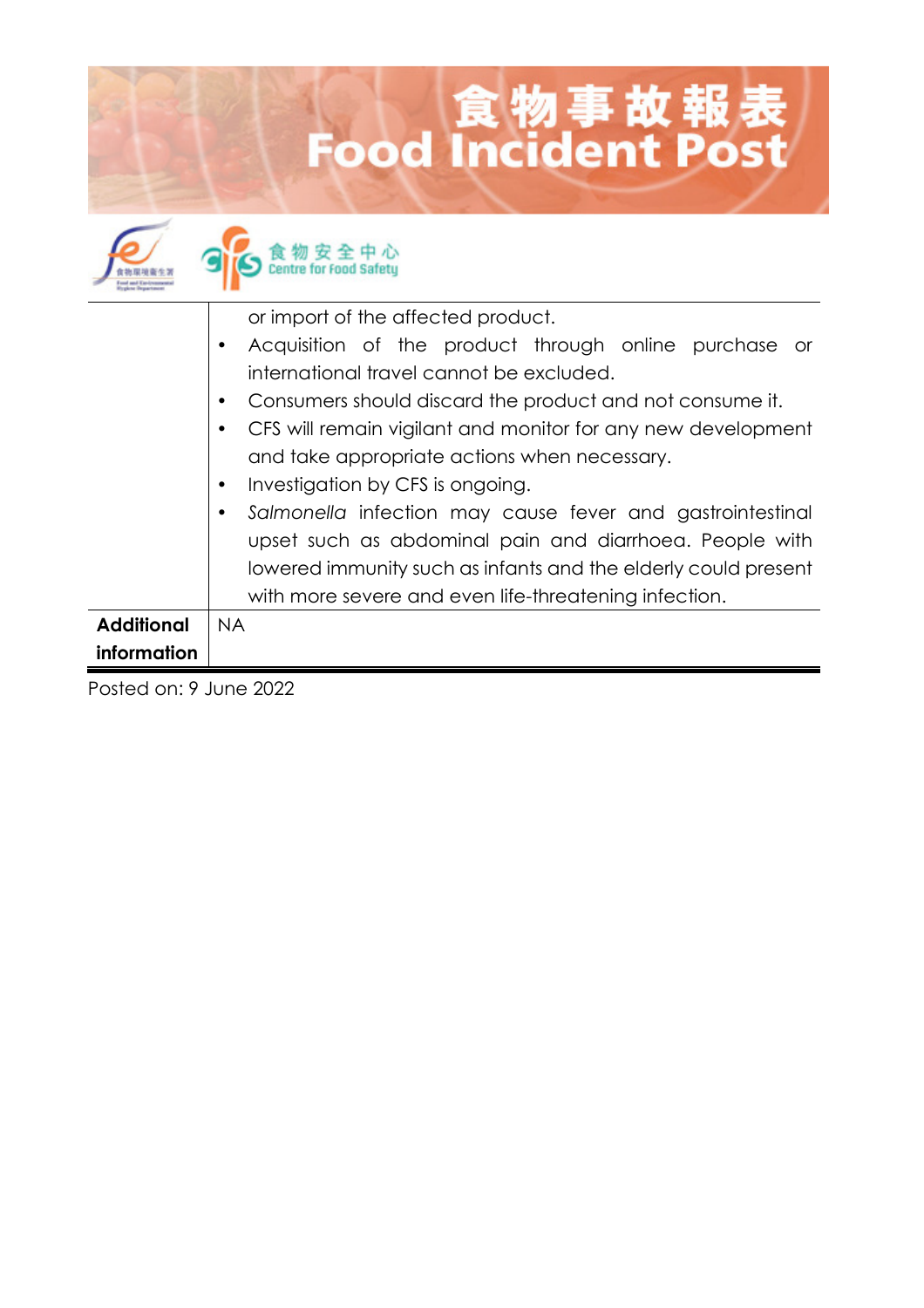| | |
|---|---|
| | or import of the affected product.<br>• Acquisition of the product through online purchase or international travel cannot be excluded.<br>• Consumers should discard the product and not consume it.<br>• CFS will remain vigilant and monitor for any new development and take appropriate actions when necessary.<br>• Investigation by CFS is ongoing.<br>• *Salmonella* infection may cause fever and gastrointestinal upset such as abdominal pain and diarrhoea. People with lowered immunity such as infants and the elderly could present with more severe and even life-threatening infection. |
| **Additional information** | NA |

Posted on: 9 June 2022